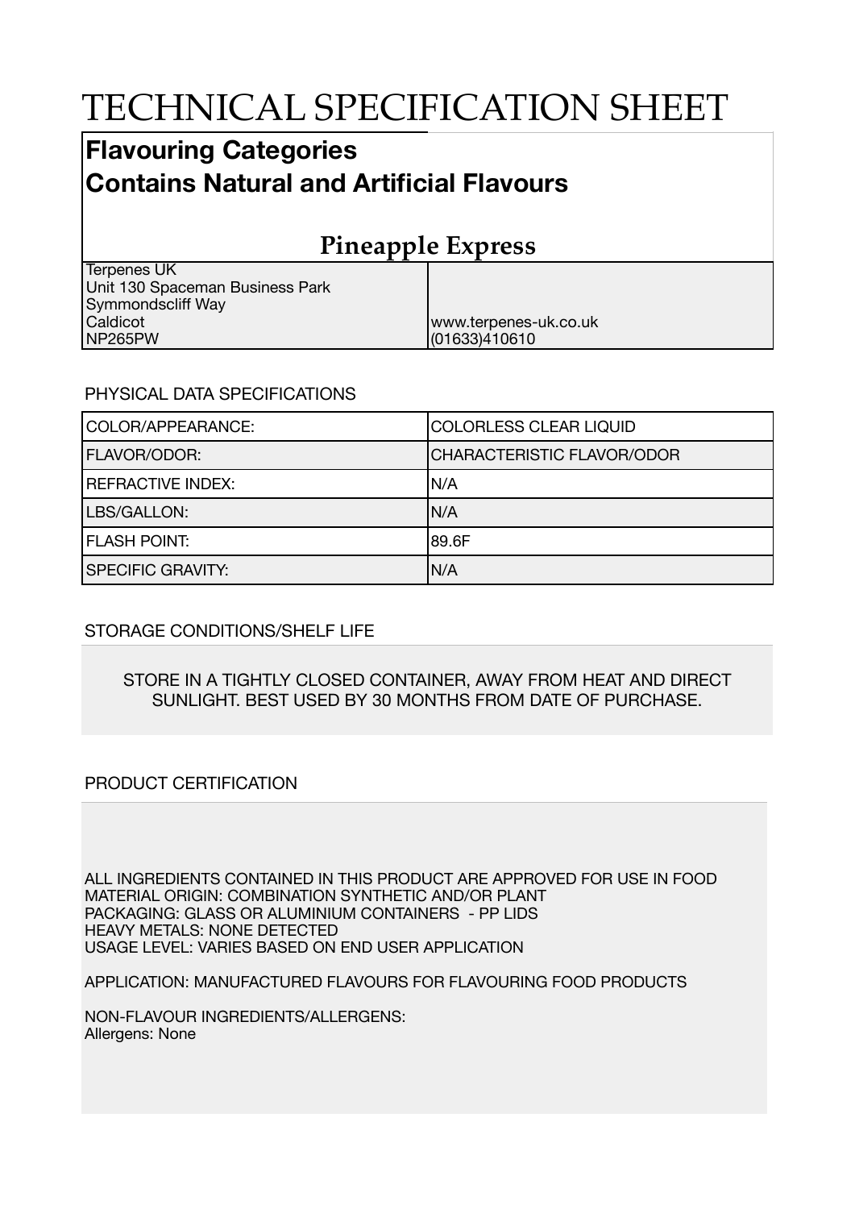# TECHNICAL SPECIFICATION SHEET

## Flavouring Categories
## Contains Natural and Artificial Flavours

### Pineapple Express

| | |
|---|---|
| Terpenes UK<br>Unit 130 Spaceman Business Park<br>Symmondscliff Way<br>Caldicot<br>NP265PW | www.terpenes-uk.co.uk<br>(01633)410610 |

PHYSICAL DATA SPECIFICATIONS

| | |
|---|---|
| COLOR/APPEARANCE: | COLORLESS CLEAR LIQUID |
| FLAVOR/ODOR: | CHARACTERISTIC FLAVOR/ODOR |
| REFRACTIVE INDEX: | N/A |
| LBS/GALLON: | N/A |
| FLASH POINT: | 89.6F |
| SPECIFIC GRAVITY: | N/A |

STORAGE CONDITIONS/SHELF LIFE

STORE IN A TIGHTLY CLOSED CONTAINER, AWAY FROM HEAT AND DIRECT SUNLIGHT. BEST USED BY 30 MONTHS FROM DATE OF PURCHASE.

PRODUCT CERTIFICATION

ALL INGREDIENTS CONTAINED IN THIS PRODUCT ARE APPROVED FOR USE IN FOOD
MATERIAL ORIGIN: COMBINATION SYNTHETIC AND/OR PLANT
PACKAGING: GLASS OR ALUMINIUM CONTAINERS - PP LIDS
HEAVY METALS: NONE DETECTED
USAGE LEVEL: VARIES BASED ON END USER APPLICATION

APPLICATION: MANUFACTURED FLAVOURS FOR FLAVOURING FOOD PRODUCTS

NON-FLAVOUR INGREDIENTS/ALLERGENS:
Allergens: None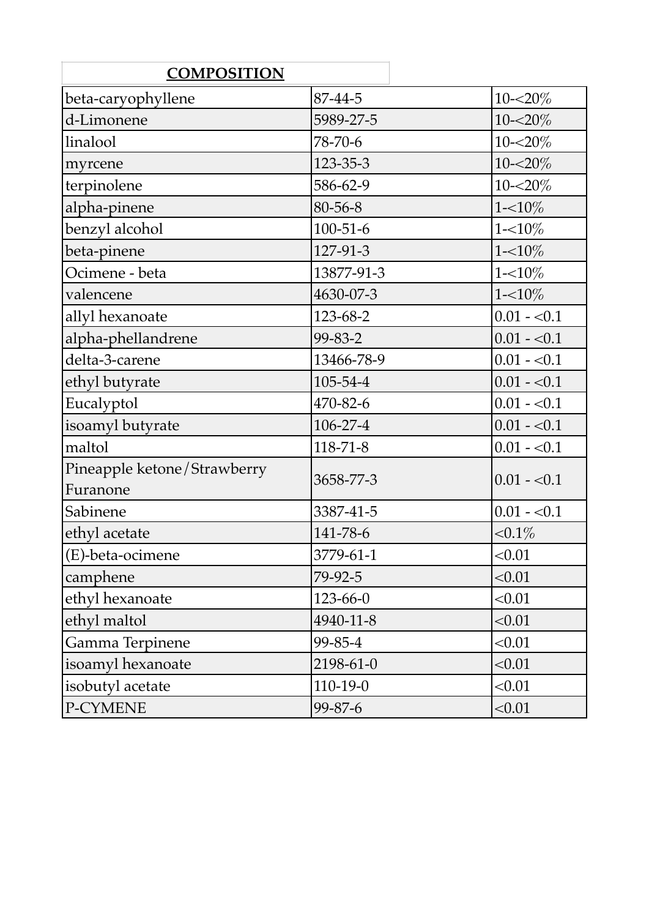**COMPOSITION**

| | | |
|---|---|---|
| beta-caryophyllene | 87-44-5 | 10-<20% |
| d-Limonene | 5989-27-5 | 10-<20% |
| linalool | 78-70-6 | 10-<20% |
| myrcene | 123-35-3 | 10-<20% |
| terpinolene | 586-62-9 | 10-<20% |
| alpha-pinene | 80-56-8 | 1-<10% |
| benzyl alcohol | 100-51-6 | 1-<10% |
| beta-pinene | 127-91-3 | 1-<10% |
| Ocimene - beta | 13877-91-3 | 1-<10% |
| valencene | 4630-07-3 | 1-<10% |
| allyl hexanoate | 123-68-2 | 0.01 - <0.1 |
| alpha-phellandrene | 99-83-2 | 0.01 - <0.1 |
| delta-3-carene | 13466-78-9 | 0.01 - <0.1 |
| ethyl butyrate | 105-54-4 | 0.01 - <0.1 |
| Eucalyptol | 470-82-6 | 0.01 - <0.1 |
| isoamyl butyrate | 106-27-4 | 0.01 - <0.1 |
| maltol | 118-71-8 | 0.01 - <0.1 |
| Pineapple ketone/Strawberry Furanone | 3658-77-3 | 0.01 - <0.1 |
| Sabinene | 3387-41-5 | 0.01 - <0.1 |
| ethyl acetate | 141-78-6 | <0.1% |
| (E)-beta-ocimene | 3779-61-1 | <0.01 |
| camphene | 79-92-5 | <0.01 |
| ethyl hexanoate | 123-66-0 | <0.01 |
| ethyl maltol | 4940-11-8 | <0.01 |
| Gamma Terpinene | 99-85-4 | <0.01 |
| isoamyl hexanoate | 2198-61-0 | <0.01 |
| isobutyl acetate | 110-19-0 | <0.01 |
| P-CYMENE | 99-87-6 | <0.01 |